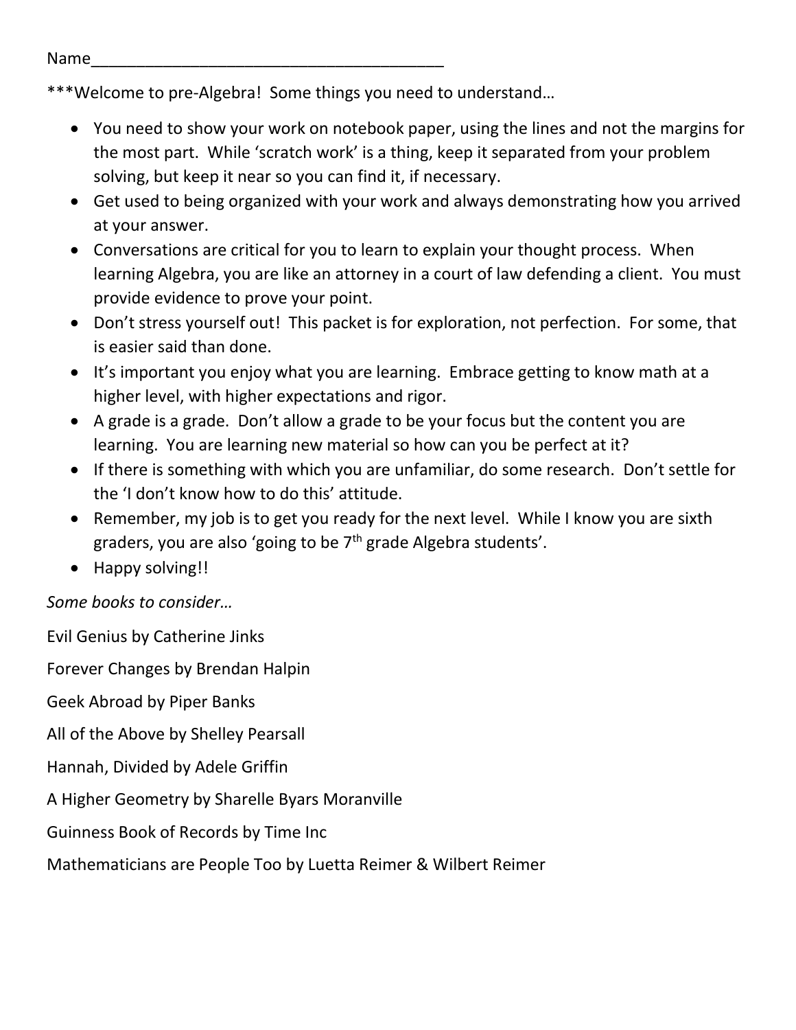Name________________________________________

***Welcome to pre-Algebra! Some things you need to understand…

- You need to show your work on notebook paper, using the lines and not the margins for the most part. While 'scratch work' is a thing, keep it separated from your problem solving, but keep it near so you can find it, if necessary.
- Get used to being organized with your work and always demonstrating how you arrived at your answer.
- Conversations are critical for you to learn to explain your thought process. When learning Algebra, you are like an attorney in a court of law defending a client. You must provide evidence to prove your point.
- Don't stress yourself out! This packet is for exploration, not perfection. For some, that is easier said than done.
- It's important you enjoy what you are learning. Embrace getting to know math at a higher level, with higher expectations and rigor.
- A grade is a grade. Don't allow a grade to be your focus but the content you are learning. You are learning new material so how can you be perfect at it?
- If there is something with which you are unfamiliar, do some research. Don't settle for the 'I don't know how to do this' attitude.
- Remember, my job is to get you ready for the next level. While I know you are sixth graders, you are also 'going to be 7th grade Algebra students'.
- Happy solving!!

*Some books to consider…*

Evil Genius by Catherine Jinks

Forever Changes by Brendan Halpin

Geek Abroad by Piper Banks

All of the Above by Shelley Pearsall

Hannah, Divided by Adele Griffin

A Higher Geometry by Sharelle Byars Moranville

Guinness Book of Records by Time Inc

Mathematicians are People Too by Luetta Reimer & Wilbert Reimer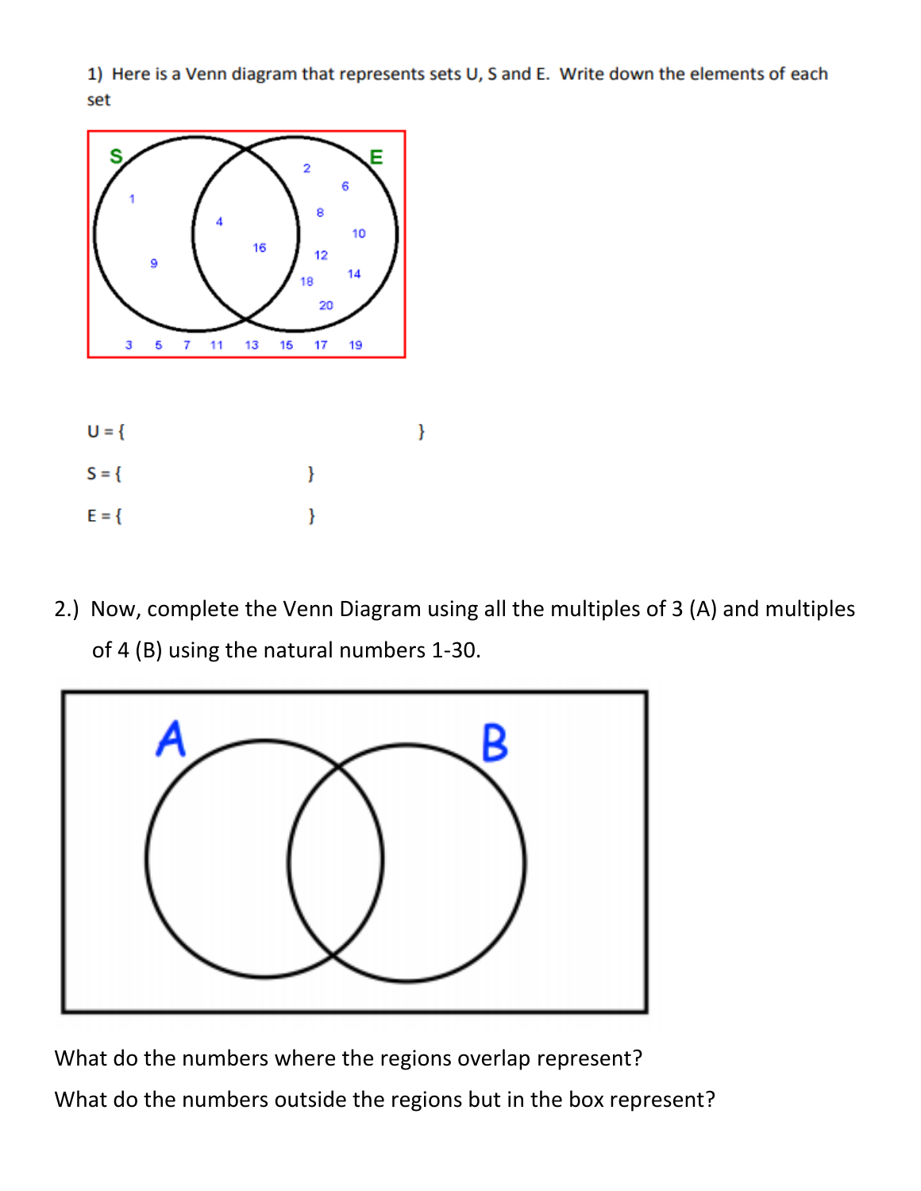1) Here is a Venn diagram that represents sets U, S and E. Write down the elements of each set

U = {                                        }

S = {                    }

E = {                    }

2.) Now, complete the Venn Diagram using all the multiples of 3 (A) and multiples of 4 (B) using the natural numbers 1-30.

What do the numbers where the regions overlap represent?

What do the numbers outside the regions but in the box represent?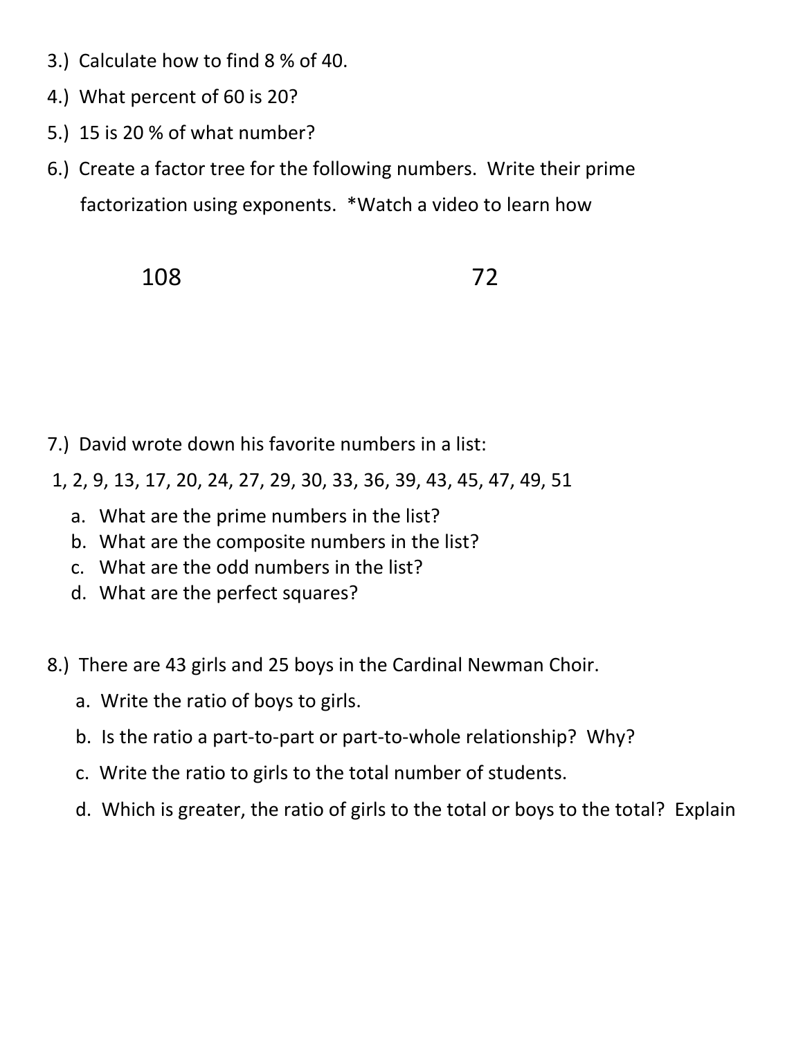3.) Calculate how to find 8 % of 40.

4.) What percent of 60 is 20?

5.) 15 is 20 % of what number?

6.) Create a factor tree for the following numbers. Write their prime factorization using exponents. *Watch a video to learn how

108 72

7.) David wrote down his favorite numbers in a list:

1, 2, 9, 13, 17, 20, 24, 27, 29, 30, 33, 36, 39, 43, 45, 47, 49, 51

a. What are the prime numbers in the list?
b. What are the composite numbers in the list?
c. What are the odd numbers in the list?
d. What are the perfect squares?

8.) There are 43 girls and 25 boys in the Cardinal Newman Choir.

a. Write the ratio of boys to girls.
b. Is the ratio a part-to-part or part-to-whole relationship? Why?
c. Write the ratio to girls to the total number of students.
d. Which is greater, the ratio of girls to the total or boys to the total? Explain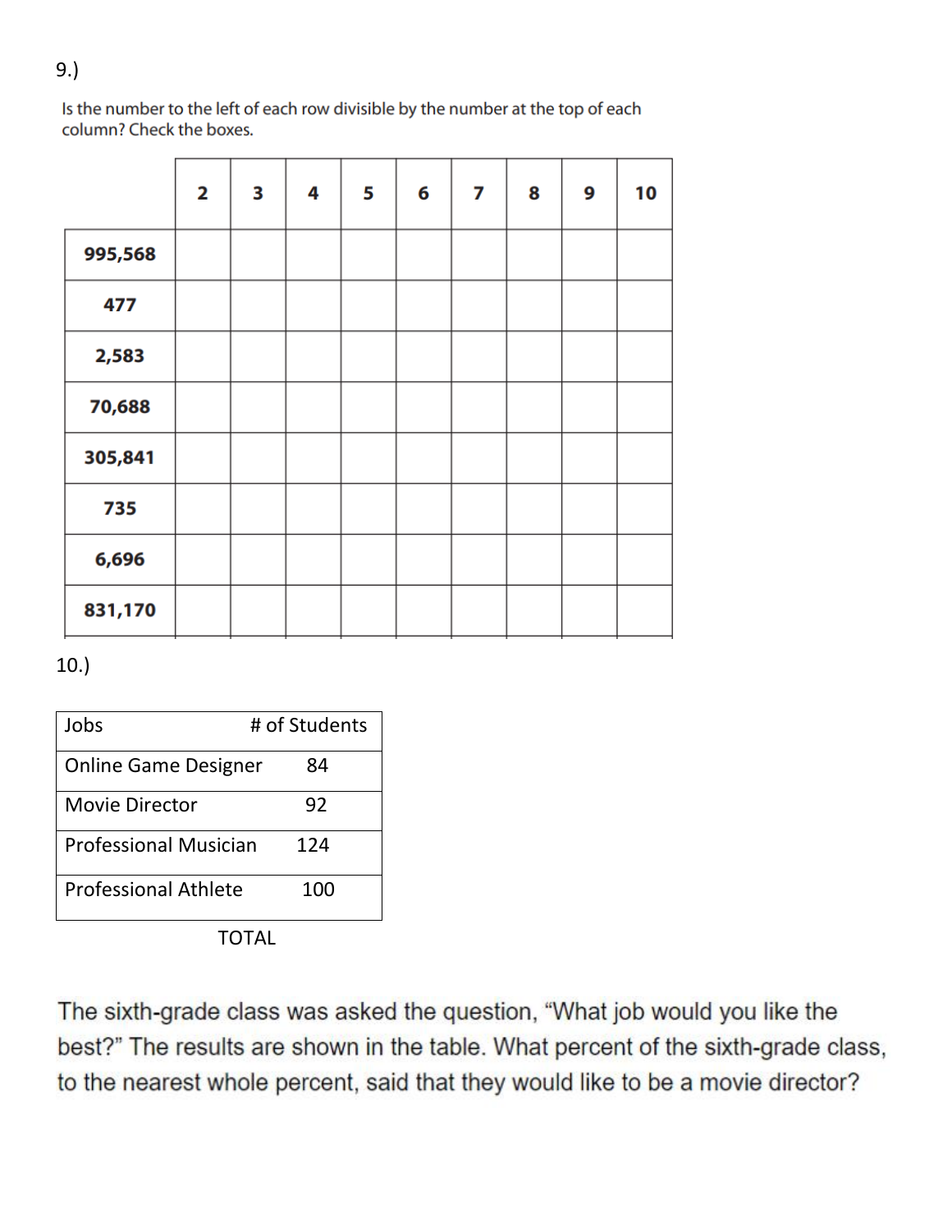9.)

Is the number to the left of each row divisible by the number at the top of each column? Check the boxes.

| | 2 | 3 | 4 | 5 | 6 | 7 | 8 | 9 | 10 |
|---|---|---|---|---|---|---|---|---|---|
| **995,568** | | | | | | | | | |
| **477** | | | | | | | | | |
| **2,583** | | | | | | | | | |
| **70,688** | | | | | | | | | |
| **305,841** | | | | | | | | | |
| **735** | | | | | | | | | |
| **6,696** | | | | | | | | | |
| **831,170** | | | | | | | | | |

10.)

| Jobs | # of Students |
|---|---|
| Online Game Designer | 84 |
| Movie Director | 92 |
| Professional Musician | 124 |
| Professional Athlete | 100 |

TOTAL

The sixth-grade class was asked the question, "What job would you like the best?" The results are shown in the table. What percent of the sixth-grade class, to the nearest whole percent, said that they would like to be a movie director?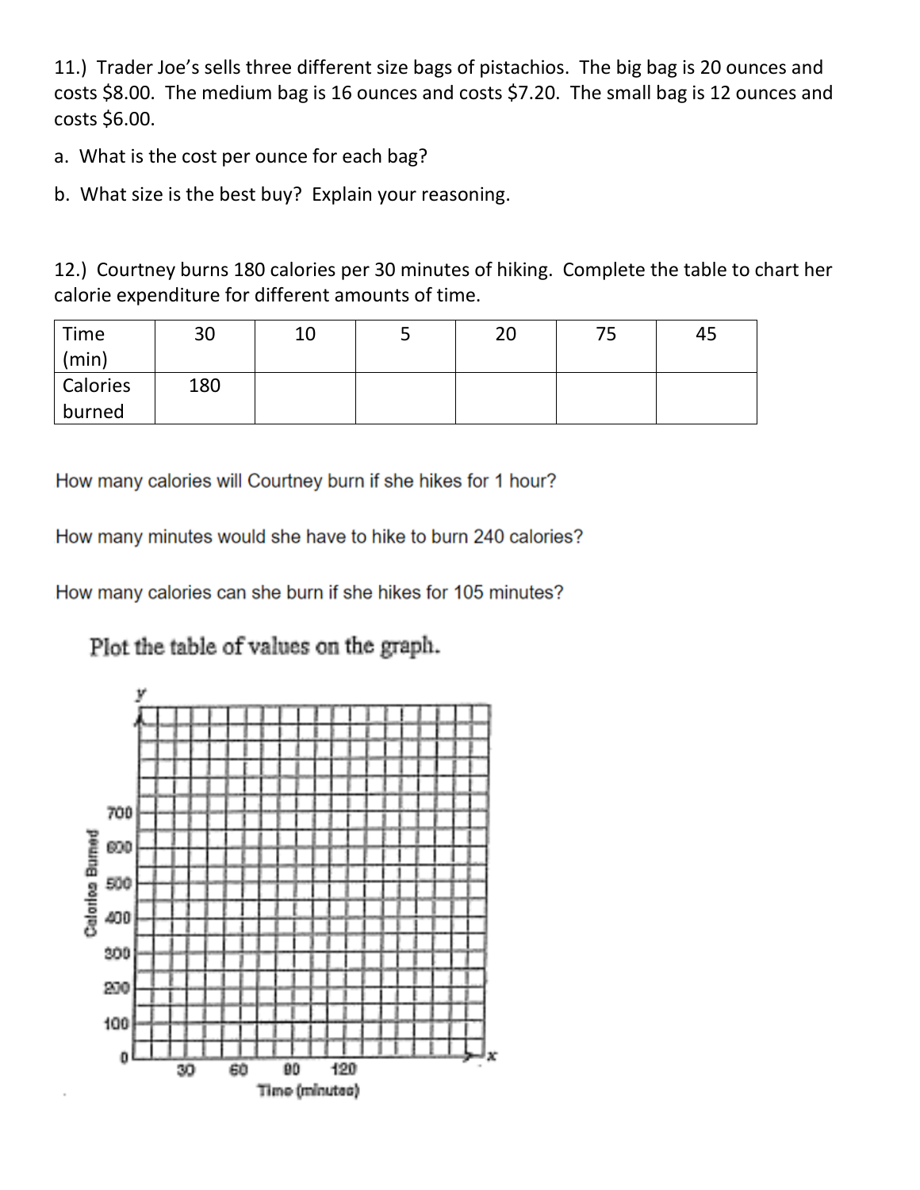11.) Trader Joe's sells three different size bags of pistachios. The big bag is 20 ounces and costs $8.00. The medium bag is 16 ounces and costs $7.20. The small bag is 12 ounces and costs $6.00.

a. What is the cost per ounce for each bag?

b. What size is the best buy? Explain your reasoning.

12.) Courtney burns 180 calories per 30 minutes of hiking. Complete the table to chart her calorie expenditure for different amounts of time.

| Time (min) | 30 | 10 | 5 | 20 | 75 | 45 |
|---|---|---|---|---|---|---|
| Calories burned | 180 | | | | | |

How many calories will Courtney burn if she hikes for 1 hour?

How many minutes would she have to hike to burn 240 calories?

How many calories can she burn if she hikes for 105 minutes?

Plot the table of values on the graph.

y

700
600
500
400
300
200
100
0

Calories Burned

30 60 90 120 x

Time (minutes)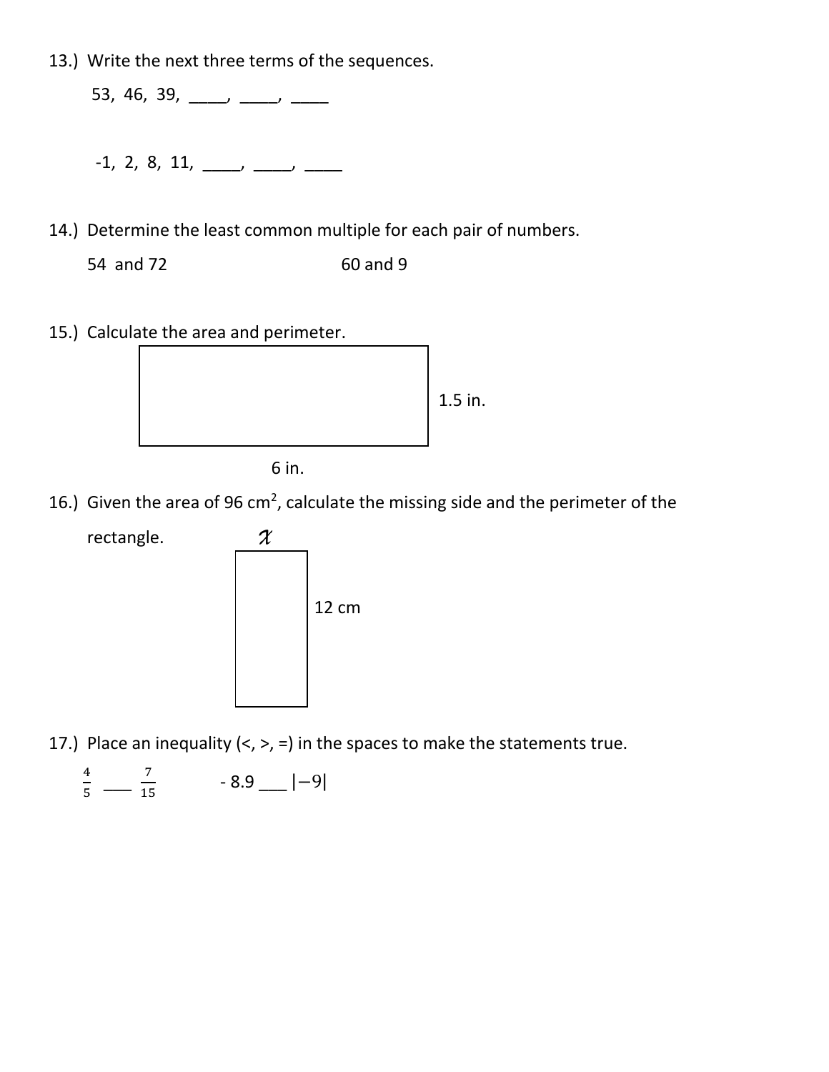13.) Write the next three terms of the sequences.

53, 46, 39, \_\_\_\_, \_\_\_\_, \_\_\_\_

-1, 2, 8, 11, \_\_\_\_, \_\_\_\_, \_\_\_\_

14.) Determine the least common multiple for each pair of numbers.

54 and 72 &nbsp;&nbsp;&nbsp;&nbsp;&nbsp;&nbsp;&nbsp;&nbsp;&nbsp;&nbsp;&nbsp;&nbsp;&nbsp;&nbsp;&nbsp;&nbsp;&nbsp;&nbsp;&nbsp;&nbsp; 60 and 9

15.) Calculate the area and perimeter.

1.5 in.

6 in.

16.) Given the area of 96 $cm^2$, calculate the missing side and the perimeter of the rectangle.

$x$

12 cm

17.) Place an inequality (<, >, =) in the spaces to make the statements true.

$\frac{4}{5}$ \_\_\_ $\frac{7}{15}$ &nbsp;&nbsp;&nbsp;&nbsp;&nbsp;&nbsp;&nbsp;&nbsp;&nbsp;&nbsp; $-8.9$ \_\_\_ $|-9|$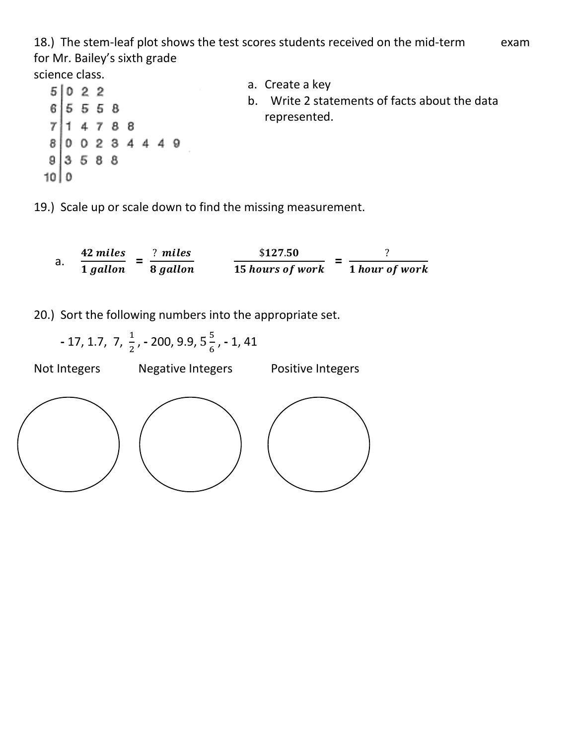18.) The stem-leaf plot shows the test scores students received on the mid-term exam for Mr. Bailey's sixth grade science class.

| Stem | Leaf |
|---|---|
| 5 | 0 2 2 |
| 6 | 5 5 5 8 |
| 7 | 1 4 7 8 8 |
| 8 | 0 0 2 3 4 4 4 9 |
| 9 | 3 5 8 8 |
| 10 | 0 |

a. Create a key

b. Write 2 statements of facts about the data represented.

19.) Scale up or scale down to find the missing measurement.

a. $\frac{\textbf{42 miles}}{\textbf{1 gallon}} = \frac{\textbf{? miles}}{\textbf{8 gallon}}$ $\qquad$ $\frac{\textbf{\$127.50}}{\textbf{15 hours of work}} = \frac{\textbf{?}}{\textbf{1 hour of work}}$

20.) Sort the following numbers into the appropriate set.

$-17$, $1.7$, $7$, $\frac{1}{2}$, $-200$, $9.9$, $5\frac{5}{6}$, $-1$, $41$

Not Integers $\qquad$ Negative Integers $\qquad$ Positive Integers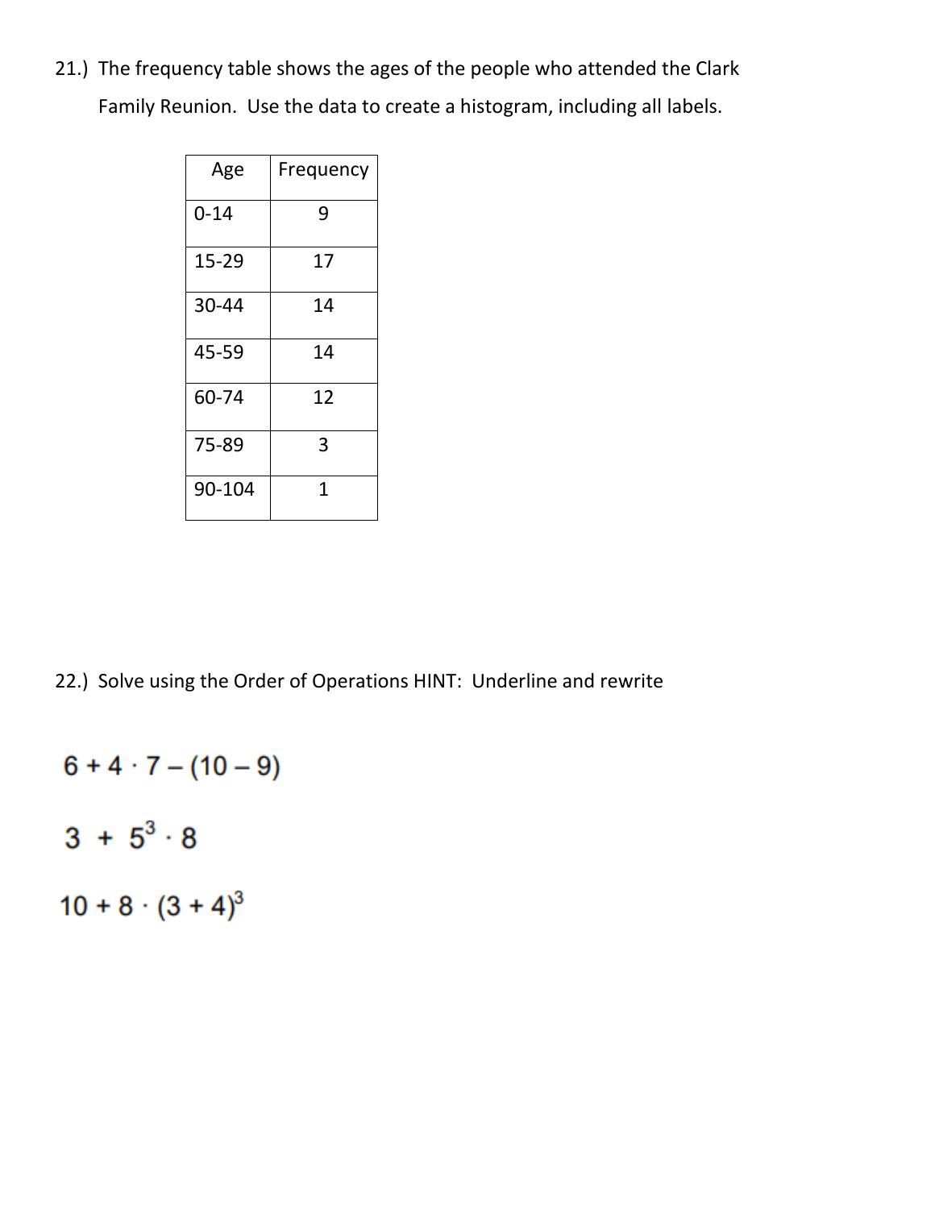21.) The frequency table shows the ages of the people who attended the Clark Family Reunion. Use the data to create a histogram, including all labels.

| Age | Frequency |
|---|---|
| 0-14 | 9 |
| 15-29 | 17 |
| 30-44 | 14 |
| 45-59 | 14 |
| 60-74 | 12 |
| 75-89 | 3 |
| 90-104 | 1 |

22.) Solve using the Order of Operations HINT: Underline and rewrite

$6 + 4 \cdot 7 - (10 - 9)$

$3 + 5^3 \cdot 8$

$10 + 8 \cdot (3 + 4)^3$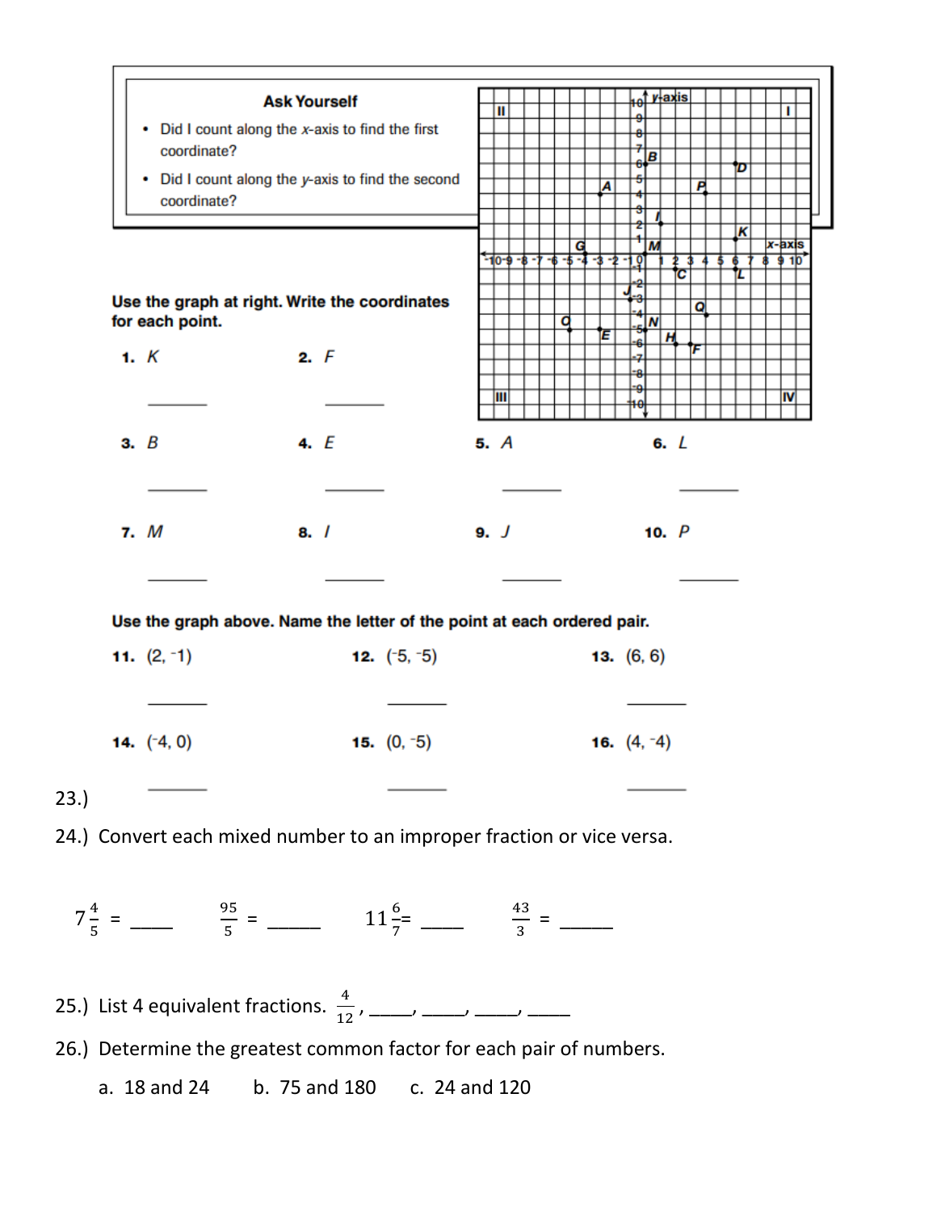**Ask Yourself**

- Did I count along the *x*-axis to find the first coordinate?
- Did I count along the *y*-axis to find the second coordinate?

**Use the graph at right. Write the coordinates for each point.**

1. *K* \_\_\_\_\_\_\_
2. *F* \_\_\_\_\_\_\_
3. *B* \_\_\_\_\_\_\_
4. *E* \_\_\_\_\_\_\_
5. *A* \_\_\_\_\_\_\_
6. *L* \_\_\_\_\_\_\_
7. *M* \_\_\_\_\_\_\_
8. *I* \_\_\_\_\_\_\_
9. *J* \_\_\_\_\_\_\_
10. *P* \_\_\_\_\_\_\_

**Use the graph above. Name the letter of the point at each ordered pair.**

11. (2, ⁻1) \_\_\_\_\_\_\_
12. (⁻5, ⁻5) \_\_\_\_\_\_\_
13. (6, 6) \_\_\_\_\_\_\_
14. (⁻4, 0) \_\_\_\_\_\_\_
15. (0, ⁻5) \_\_\_\_\_\_\_
16. (4, ⁻4) \_\_\_\_\_\_\_

23.)

24.) Convert each mixed number to an improper fraction or vice versa.

$7\frac{4}{5}$ = \_\_\_\_\_ $\frac{95}{5}$ = \_\_\_\_\_\_ $11\frac{6}{7}$ = \_\_\_\_\_ $\frac{43}{3}$ = \_\_\_\_\_\_

25.) List 4 equivalent fractions. $\frac{4}{12}$, \_\_\_\_\_, \_\_\_\_\_, \_\_\_\_\_, \_\_\_\_\_

26.) Determine the greatest common factor for each pair of numbers.

a. 18 and 24 b. 75 and 180 c. 24 and 120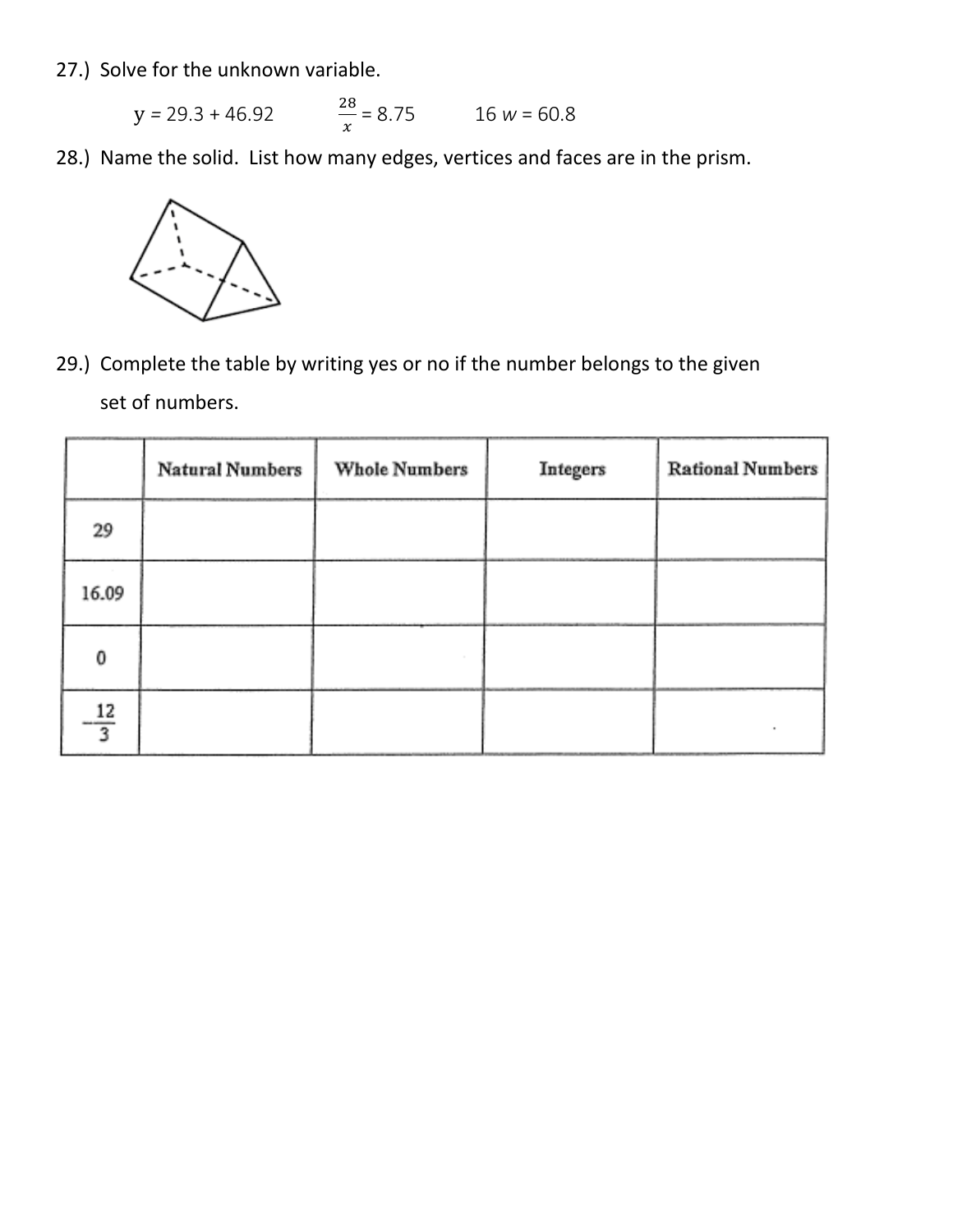27.) Solve for the unknown variable.

$y = 29.3 + 46.92$ $\qquad$ $\frac{28}{x} = 8.75$ $\qquad$ $16\,w = 60.8$

28.) Name the solid. List how many edges, vertices and faces are in the prism.

29.) Complete the table by writing yes or no if the number belongs to the given set of numbers.

| | Natural Numbers | Whole Numbers | Integers | Rational Numbers |
|---|---|---|---|---|
| 29 | | | | |
| 16.09 | | | | |
| 0 | | | | |
| $-\frac{12}{3}$ | | | | |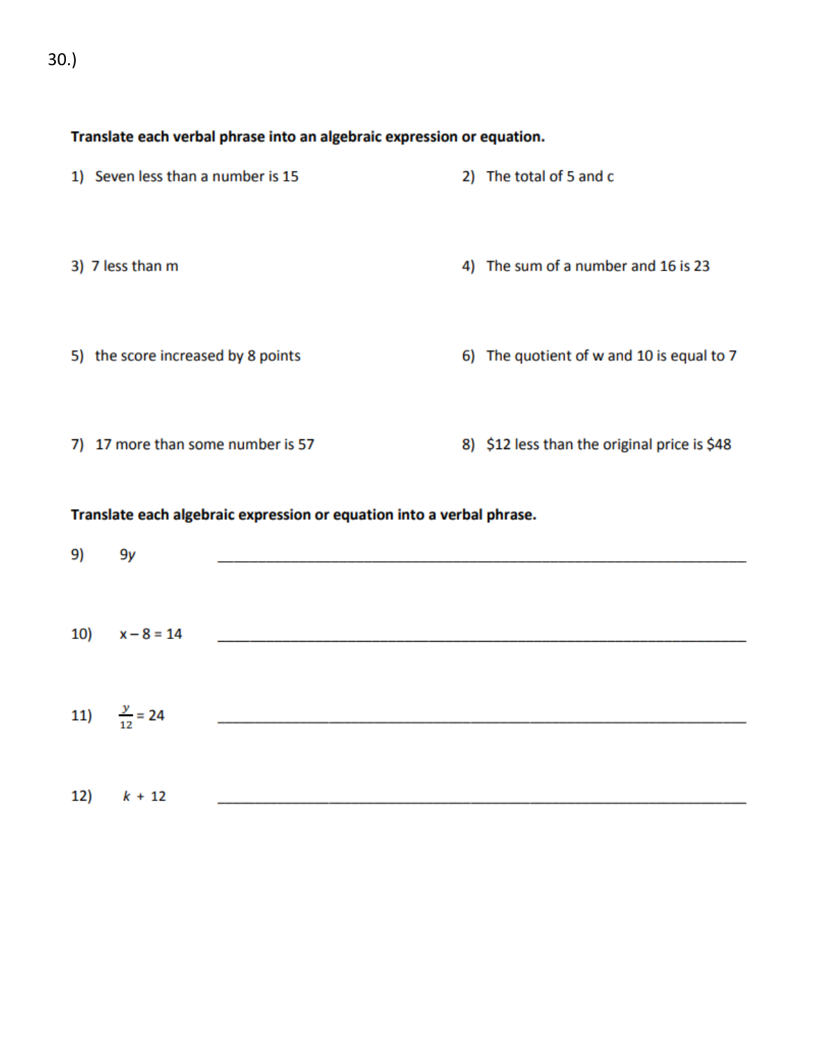30.)

**Translate each verbal phrase into an algebraic expression or equation.**

1) Seven less than a number is 15

2) The total of 5 and c

3) 7 less than m

4) The sum of a number and 16 is 23

5) the score increased by 8 points

6) The quotient of w and 10 is equal to 7

7) 17 more than some number is 57

8) $12 less than the original price is $48

**Translate each algebraic expression or equation into a verbal phrase.**

9) $9y$ \_\_\_\_\_\_\_\_\_\_\_\_\_\_\_\_\_\_\_\_\_\_\_\_\_\_\_\_\_\_\_\_\_\_\_\_\_\_\_\_

10) $x - 8 = 14$ \_\_\_\_\_\_\_\_\_\_\_\_\_\_\_\_\_\_\_\_\_\_\_\_\_\_\_\_\_\_\_\_\_\_\_\_\_\_\_\_

11) $\frac{y}{12} = 24$ \_\_\_\_\_\_\_\_\_\_\_\_\_\_\_\_\_\_\_\_\_\_\_\_\_\_\_\_\_\_\_\_\_\_\_\_\_\_\_\_

12) $k + 12$ \_\_\_\_\_\_\_\_\_\_\_\_\_\_\_\_\_\_\_\_\_\_\_\_\_\_\_\_\_\_\_\_\_\_\_\_\_\_\_\_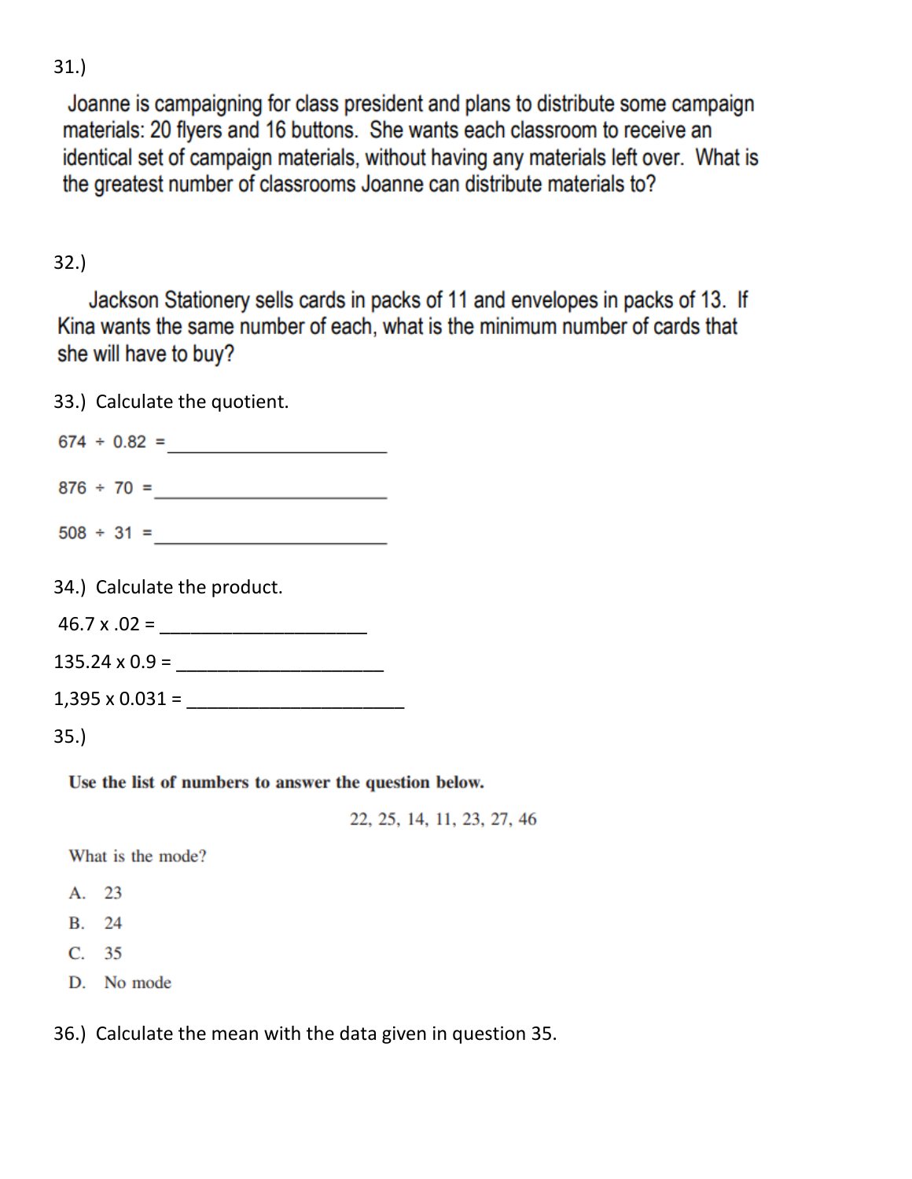31.)

Joanne is campaigning for class president and plans to distribute some campaign materials: 20 flyers and 16 buttons. She wants each classroom to receive an identical set of campaign materials, without having any materials left over. What is the greatest number of classrooms Joanne can distribute materials to?

32.)

Jackson Stationery sells cards in packs of 11 and envelopes in packs of 13. If Kina wants the same number of each, what is the minimum number of cards that she will have to buy?

33.) Calculate the quotient.

674 ÷ 0.82 = ______________________

876 ÷ 70 = ______________________

508 ÷ 31 = ______________________

34.) Calculate the product.

46.7 x .02 = ____________________

135.24 x 0.9 = ____________________

1,395 x 0.031 = _____________________

35.)

**Use the list of numbers to answer the question below.**

22, 25, 14, 11, 23, 27, 46

What is the mode?

A. 23

B. 24

C. 35

D. No mode

36.) Calculate the mean with the data given in question 35.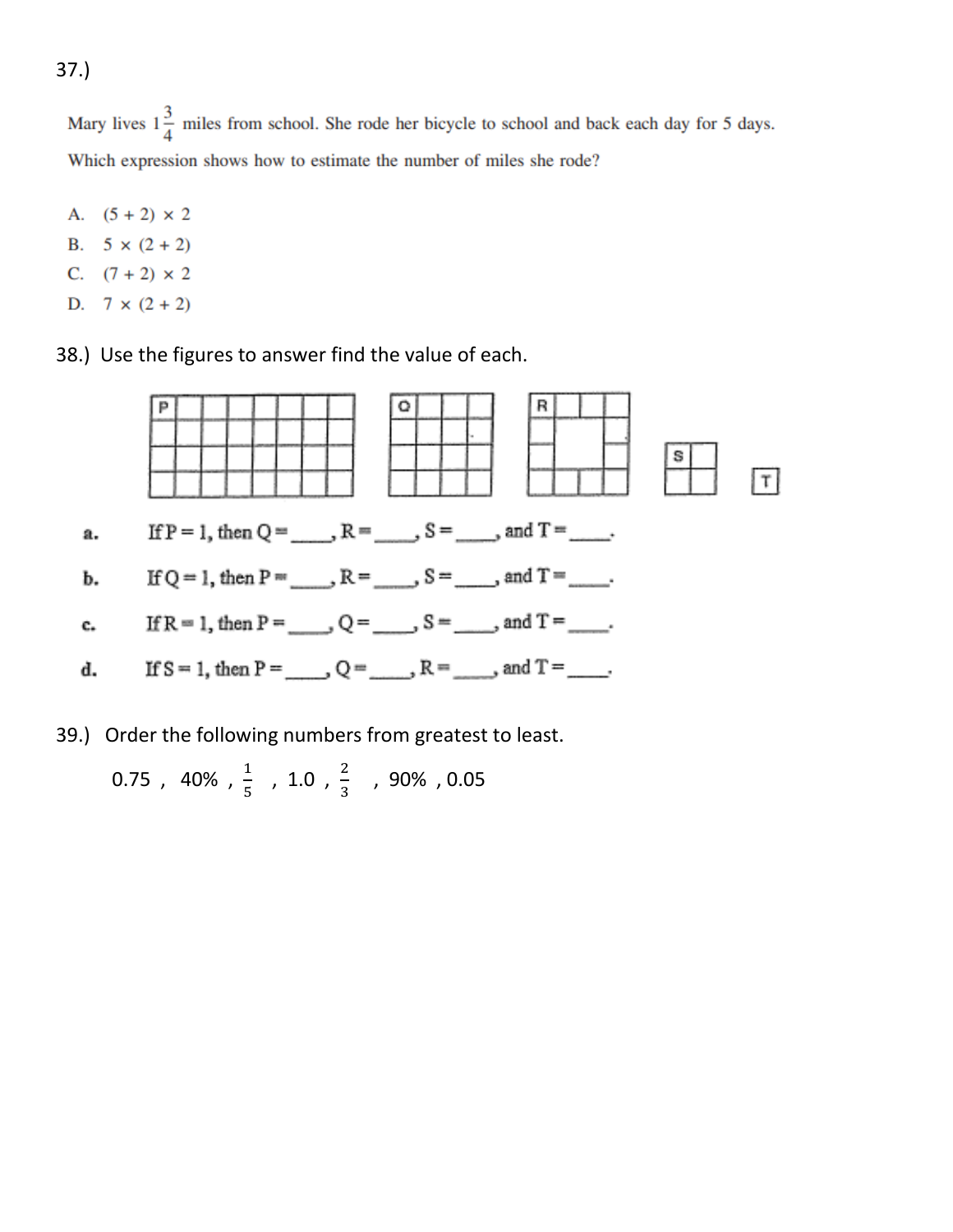37.)

Mary lives $1\frac{3}{4}$ miles from school. She rode her bicycle to school and back each day for 5 days.

Which expression shows how to estimate the number of miles she rode?

A. $(5 + 2) \times 2$

B. $5 \times (2 + 2)$

C. $(7 + 2) \times 2$

D. $7 \times (2 + 2)$

38.) Use the figures to answer find the value of each.

a. If P = 1, then Q = \_\_\_\_, R = \_\_\_\_, S = \_\_\_\_, and T = \_\_\_\_.

b. If Q = 1, then P = \_\_\_\_, R = \_\_\_\_, S = \_\_\_\_, and T = \_\_\_\_.

c. If R = 1, then P = \_\_\_\_, Q = \_\_\_\_, S = \_\_\_\_, and T = \_\_\_\_.

d. If S = 1, then P = \_\_\_\_, Q = \_\_\_\_, R = \_\_\_\_, and T = \_\_\_\_.

39.) Order the following numbers from greatest to least.

0.75 , 40% , $\frac{1}{5}$ , 1.0 , $\frac{2}{3}$ , 90% , 0.05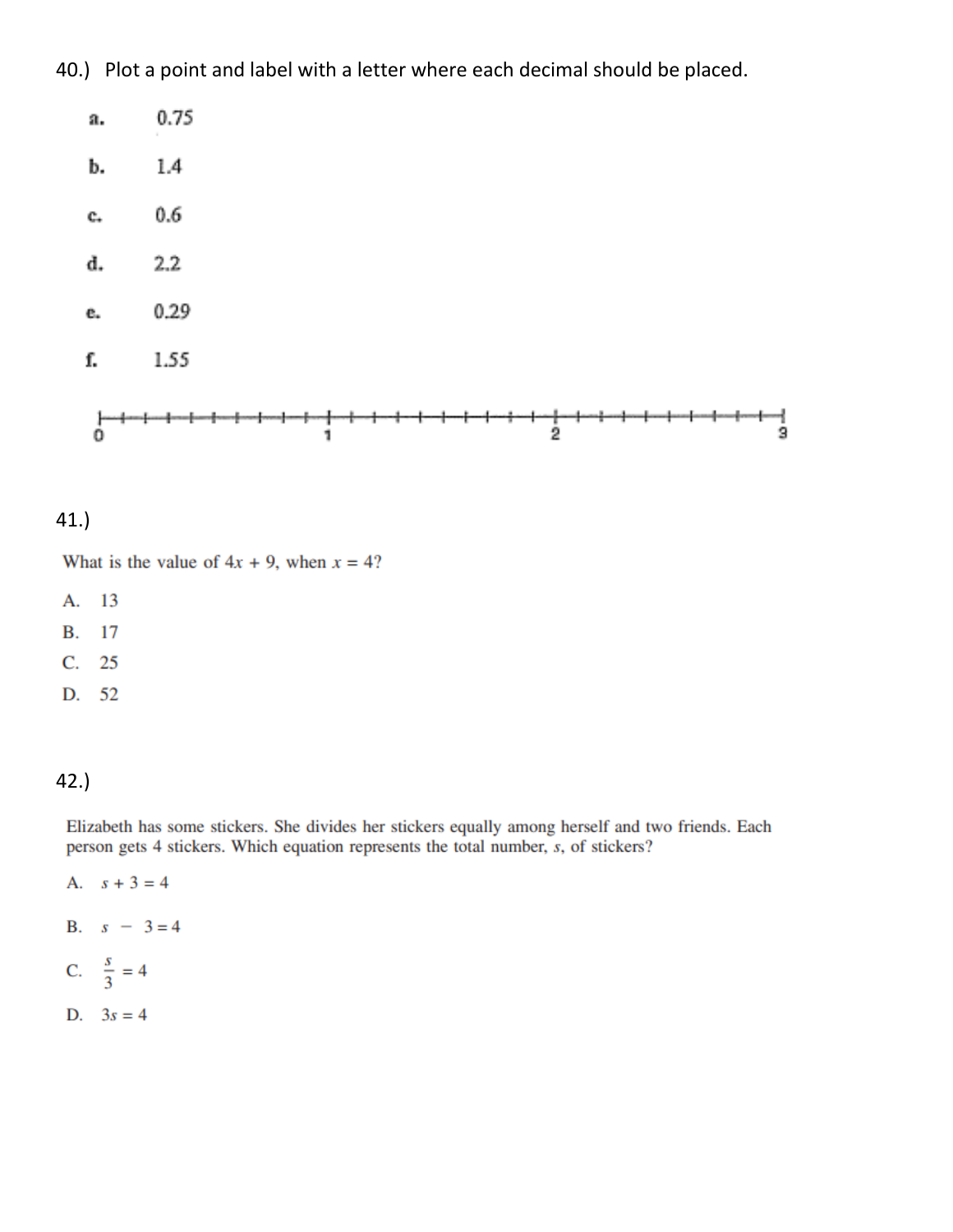40.) Plot a point and label with a letter where each decimal should be placed.

a. 0.75

b. 1.4

c. 0.6

d. 2.2

e. 0.29

f. 1.55

0 1 2 3

41.)

What is the value of $4x + 9$, when $x = 4$?

A. 13

B. 17

C. 25

D. 52

42.)

Elizabeth has some stickers. She divides her stickers equally among herself and two friends. Each person gets 4 stickers. Which equation represents the total number, $s$, of stickers?

A. $s + 3 = 4$

B. $s - 3 = 4$

C. $\frac{s}{3} = 4$

D. $3s = 4$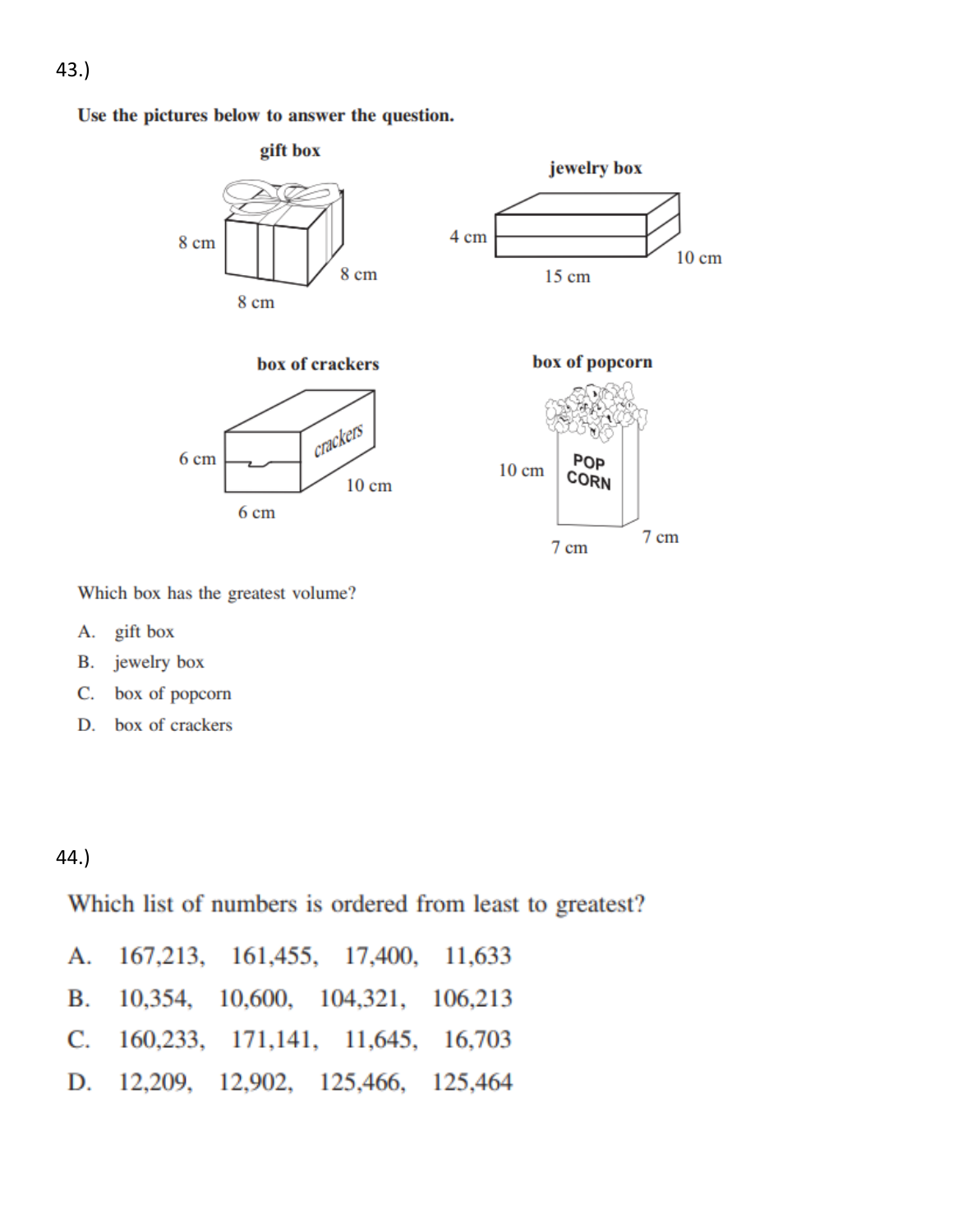43.)

**Use the pictures below to answer the question.**

**gift box**

8 cm

8 cm

8 cm

**jewelry box**

4 cm

10 cm

15 cm

**box of crackers**

crackers

6 cm

10 cm

6 cm

**box of popcorn**

POP CORN

10 cm

7 cm

7 cm

Which box has the greatest volume?

A. gift box

B. jewelry box

C. box of popcorn

D. box of crackers

44.)

Which list of numbers is ordered from least to greatest?

A. 167,213, 161,455, 17,400, 11,633

B. 10,354, 10,600, 104,321, 106,213

C. 160,233, 171,141, 11,645, 16,703

D. 12,209, 12,902, 125,466, 125,464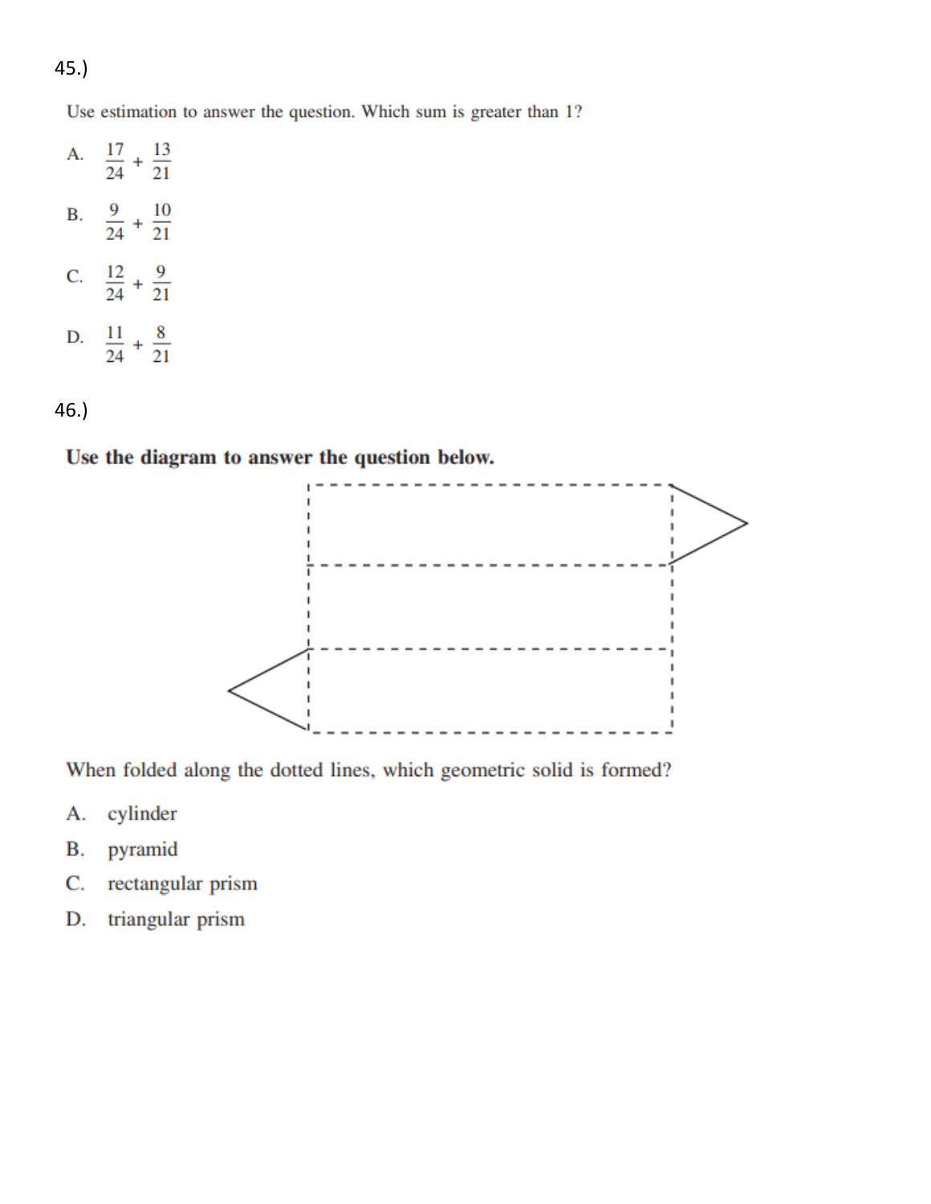45.)

Use estimation to answer the question. Which sum is greater than 1?

A. $\frac{17}{24} + \frac{13}{21}$

B. $\frac{9}{24} + \frac{10}{21}$

C. $\frac{12}{24} + \frac{9}{21}$

D. $\frac{11}{24} + \frac{8}{21}$

46.)

**Use the diagram to answer the question below.**

When folded along the dotted lines, which geometric solid is formed?

A. cylinder

B. pyramid

C. rectangular prism

D. triangular prism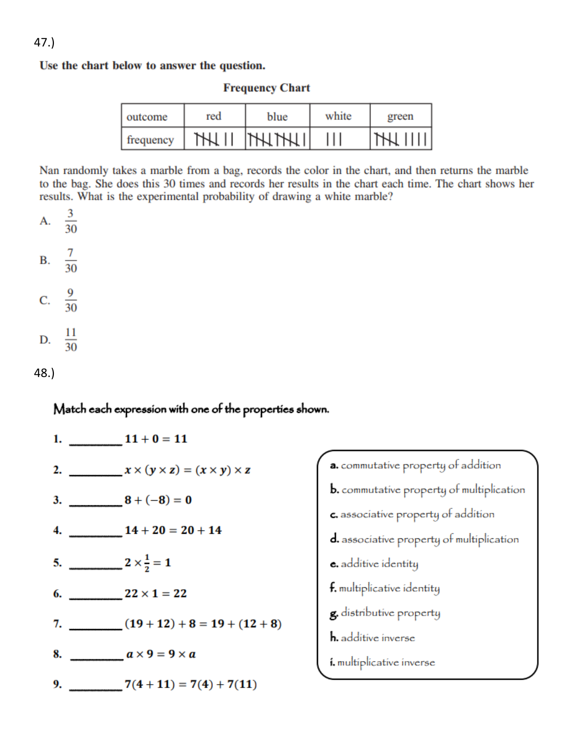47.)

**Use the chart below to answer the question.**

**Frequency Chart**

| outcome | red | blue | white | green |
|---|---|---|---|---|
| frequency | 𝍸 II | 𝍸𝍸 I | III | 𝍸 IIII |

Nan randomly takes a marble from a bag, records the color in the chart, and then returns the marble to the bag. She does this 30 times and records her results in the chart each time. The chart shows her results. What is the experimental probability of drawing a white marble?

A. $\frac{3}{30}$

B. $\frac{7}{30}$

C. $\frac{9}{30}$

D. $\frac{11}{30}$

48.)

**Match each expression with one of the properties shown.**

1. ________ $11 + 0 = 11$

2. ________ $x \times (y \times z) = (x \times y) \times z$

3. ________ $8 + (-8) = 0$

4. ________ $14 + 20 = 20 + 14$

5. ________ $2 \times \frac{1}{2} = 1$

6. ________ $22 \times 1 = 22$

7. ________ $(19 + 12) + 8 = 19 + (12 + 8)$

8. ________ $a \times 9 = 9 \times a$

9. ________ $7(4 + 11) = 7(4) + 7(11)$

**a.** commutative property of addition
**b.** commutative property of multiplication
**c.** associative property of addition
**d.** associative property of multiplication
**e.** additive identity
**f.** multiplicative identity
**g.** distributive property
**h.** additive inverse
**i.** multiplicative inverse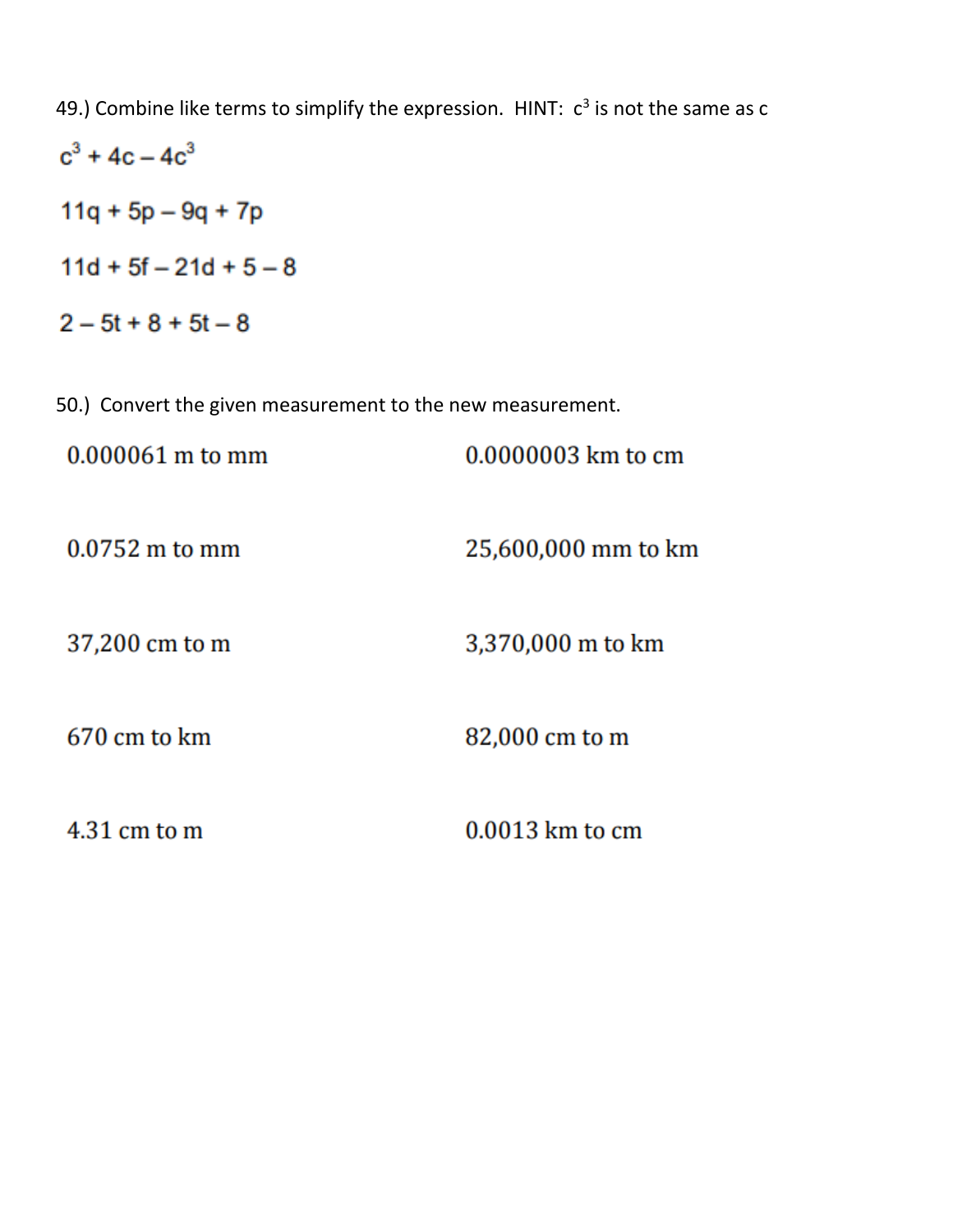49.) Combine like terms to simplify the expression. HINT: $c^3$ is not the same as c

$c^3 + 4c - 4c^3$

$11q + 5p - 9q + 7p$

$11d + 5f - 21d + 5 - 8$

$2 - 5t + 8 + 5t - 8$

50.) Convert the given measurement to the new measurement.

0.000061 m to mm

0.0000003 km to cm

0.0752 m to mm

25,600,000 mm to km

37,200 cm to m

3,370,000 m to km

670 cm to km

82,000 cm to m

4.31 cm to m

0.0013 km to cm